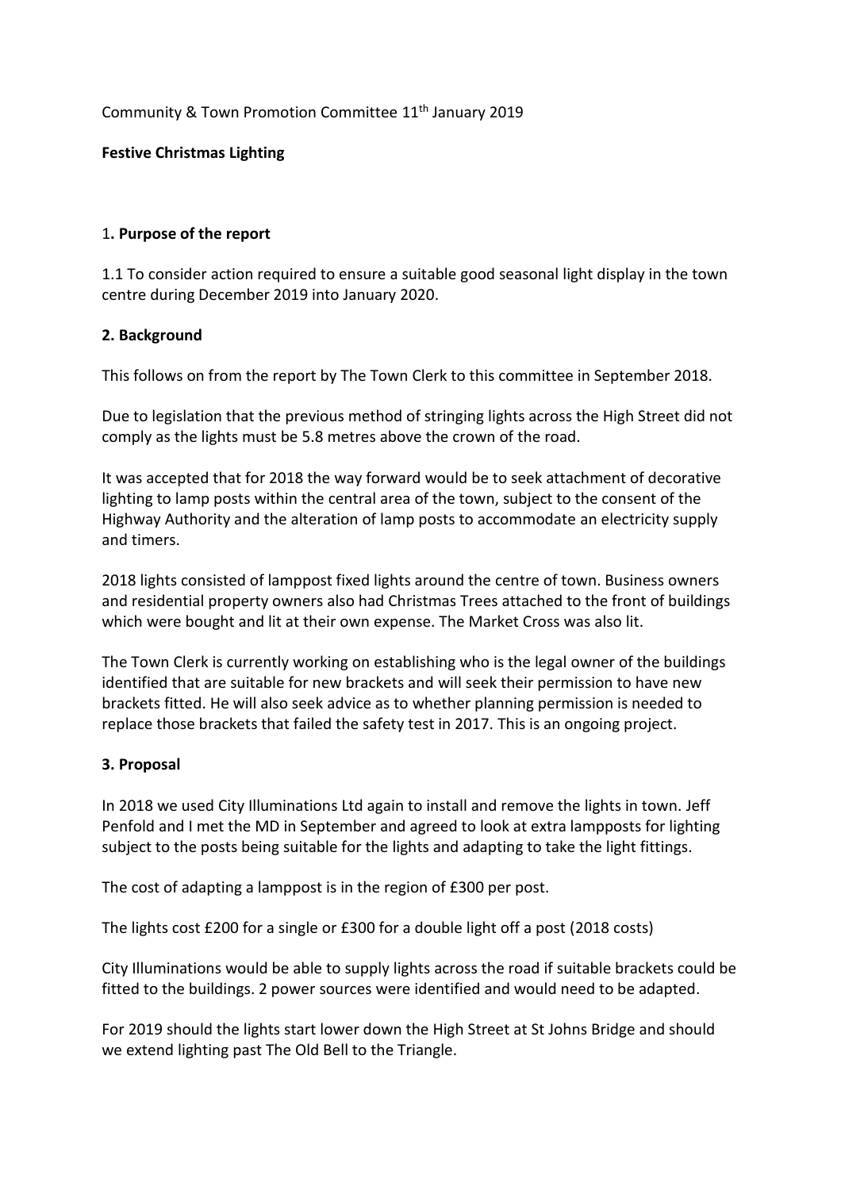Community & Town Promotion Committee 11th January 2019

**Festive Christmas Lighting**

## 1. Purpose of the report

1.1 To consider action required to ensure a suitable good seasonal light display in the town centre during December 2019 into January 2020.

## 2. Background

This follows on from the report by The Town Clerk to this committee in September 2018.

Due to legislation that the previous method of stringing lights across the High Street did not comply as the lights must be 5.8 metres above the crown of the road.

It was accepted that for 2018 the way forward would be to seek attachment of decorative lighting to lamp posts within the central area of the town, subject to the consent of the Highway Authority and the alteration of lamp posts to accommodate an electricity supply and timers.

2018 lights consisted of lamppost fixed lights around the centre of town. Business owners and residential property owners also had Christmas Trees attached to the front of buildings which were bought and lit at their own expense. The Market Cross was also lit.

The Town Clerk is currently working on establishing who is the legal owner of the buildings identified that are suitable for new brackets and will seek their permission to have new brackets fitted. He will also seek advice as to whether planning permission is needed to replace those brackets that failed the safety test in 2017. This is an ongoing project.

## 3. Proposal

In 2018 we used City Illuminations Ltd again to install and remove the lights in town. Jeff Penfold and I met the MD in September and agreed to look at extra lampposts for lighting subject to the posts being suitable for the lights and adapting to take the light fittings.

The cost of adapting a lamppost is in the region of £300 per post.

The lights cost £200 for a single or £300 for a double light off a post (2018 costs)

City Illuminations would be able to supply lights across the road if suitable brackets could be fitted to the buildings. 2 power sources were identified and would need to be adapted.

For 2019 should the lights start lower down the High Street at St Johns Bridge and should we extend lighting past The Old Bell to the Triangle.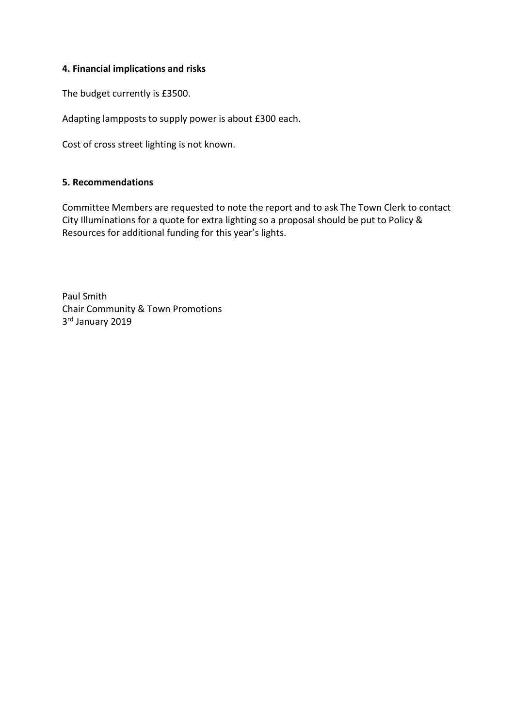## 4. Financial implications and risks

The budget currently is £3500.

Adapting lampposts to supply power is about £300 each.

Cost of cross street lighting is not known.

## 5. Recommendations

Committee Members are requested to note the report and to ask The Town Clerk to contact City Illuminations for a quote for extra lighting so a proposal should be put to Policy & Resources for additional funding for this year's lights.

Paul Smith
Chair Community & Town Promotions
3rd January 2019